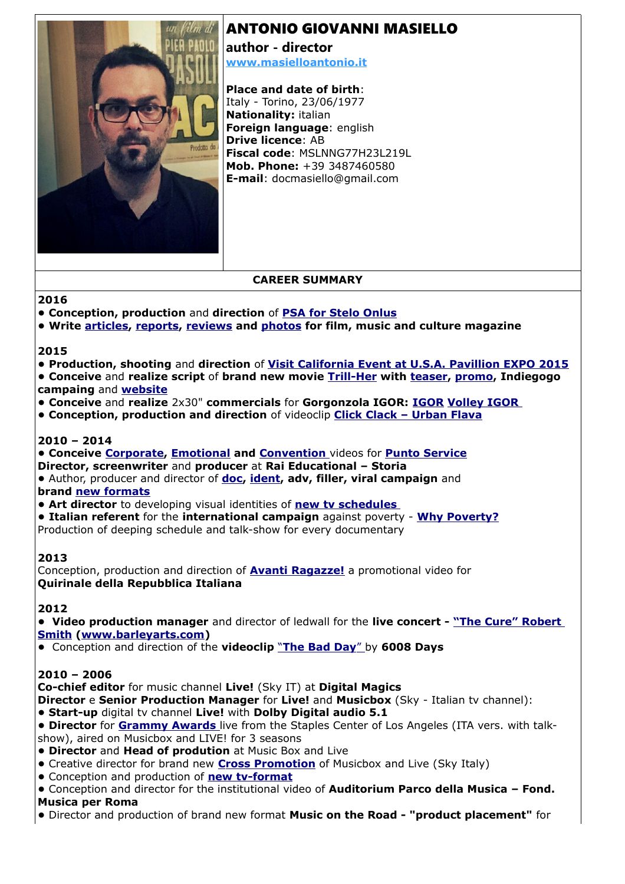# ANTONIO GIOVANNI MASIELLO

## author - director

[www.masielloantonio.it](www.masielloantonio.it)

**Place and date of birth**: Italy - Torino, 23/06/1977
**Nationality:** italian
**Foreign language**: english
**Drive licence**: AB
**Fiscal code**: MSLNNG77H23L219L
**Mob. Phone:** +39 3487460580
**E-mail**: docmasiello@gmail.com

## CAREER SUMMARY

**2016**

- **Conception, production** and **direction** of **PSA for Stelo Onlus**
- **Write articles, reports, reviews and photos for film, music and culture magazine**

**2015**

- **Production, shooting** and **direction** of **Visit California Event at U.S.A. Pavillion EXPO 2015**
- **Conceive** and **realize script** of **brand new movie Trill-Her with teaser, promo, Indiegogo campaing** and **website**
- **Conceive** and **realize** 2x30" **commercials** for **Gorgonzola IGOR: IGOR Volley IGOR**
- **Conception, production and direction** of videoclip **Click Clack – Urban Flava**

**2010 – 2014**

- **Conceive Corporate, Emotional and Convention** videos for **Punto Service**

**Director, screenwriter** and **producer** at **Rai Educational – Storia**

- Author, producer and director of **doc, ident, adv, filler, viral campaign** and **brand new formats**
- **Art director** to developing visual identities of **new tv schedules**
- **Italian referent** for the **international campaign** against poverty - **Why Poverty?**

Production of deeping schedule and talk-show for every documentary

**2013**

Conception, production and direction of **Avanti Ragazze!** a promotional video for **Quirinale della Repubblica Italiana**

**2012**

- **Video production manager** and director of ledwall for the **live concert - "The Cure" Robert Smith (www.barleyarts.com)**
- Conception and direction of the **videoclip** "The Bad Day" by **6008 Days**

**2010 – 2006**

**Co-chief editor** for music channel **Live!** (Sky IT) at **Digital Magics**

**Director** e **Senior Production Manager** for **Live!** and **Musicbox** (Sky - Italian tv channel):

- **Start-up** digital tv channel **Live!** with **Dolby Digital audio 5.1**
- **Director** for **Grammy Awards** live from the Staples Center of Los Angeles (ITA vers. with talk-show), aired on Musicbox and LIVE! for 3 seasons
- **Director** and **Head of prodution** at Music Box and Live
- Creative director for brand new **Cross Promotion** of Musicbox and Live (Sky Italy)
- Conception and production of **new tv-format**
- Conception and director for the institutional video of **Auditorium Parco della Musica – Fond. Musica per Roma**
- Director and production of brand new format **Music on the Road - "product placement"** for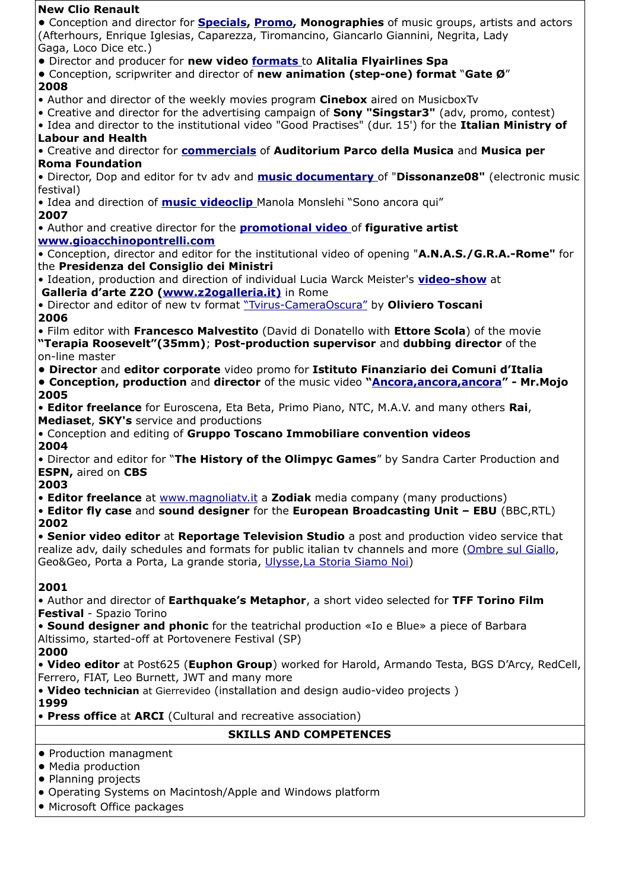**New Clio Renault**

- Conception and director for **Specials, Promo, Monographies** of music groups, artists and actors (Afterhours, Enrique Iglesias, Caparezza, Tiromancino, Giancarlo Giannini, Negrita, Lady Gaga, Loco Dice etc.)
- Director and producer for **new video formats** to **Alitalia Flyairlines Spa**
- Conception, scripwriter and director of **new animation (step-one) format** "**Gate Ø**"

**2008**

- Author and director of the weekly movies program **Cinebox** aired on MusicboxTv
- Creative and director for the advertising campaign of **Sony "Singstar3"** (adv, promo, contest)
- Idea and director to the institutional video "Good Practises" (dur. 15') for the **Italian Ministry of Labour and Health**
- Creative and director for **commercials** of **Auditorium Parco della Musica** and **Musica per Roma Foundation**
- Director, Dop and editor for tv adv and **music documentary** of "**Dissonanze08"** (electronic music festival)
- Idea and direction of **music videoclip** Manola Monslehi "Sono ancora qui"

**2007**

- Author and creative director for the **promotional video** of **figurative artist www.gioacchinopontrelli.com**
- Conception, director and editor for the institutional video of opening "**A.N.A.S./G.R.A.-Rome"** for the **Presidenza del Consiglio dei Ministri**
- Ideation, production and direction of individual Lucia Warck Meister's **video-show** at **Galleria d'arte Z2O (www.z2ogalleria.it)** in Rome
- Director and editor of new tv format "Tvirus-CameraOscura" by **Oliviero Toscani**

**2006**

- Film editor with **Francesco Malvestito** (David di Donatello with **Ettore Scola**) of the movie **"Terapia Roosevelt"(35mm)**; **Post-production supervisor** and **dubbing director** of the on-line master
- **Director** and **editor corporate** video promo for **Istituto Finanziario dei Comuni d'Italia**
- **Conception, production** and **director** of the music video **"Ancora,ancora,ancora" - Mr.Mojo**

**2005**

- **Editor freelance** for Euroscena, Eta Beta, Primo Piano, NTC, M.A.V. and many others **Rai**, **Mediaset**, **SKY's** service and productions
- Conception and editing of **Gruppo Toscano Immobiliare convention videos**

**2004**

- Director and editor for "**The History of the Olimpyc Games**" by Sandra Carter Production and **ESPN,** aired on **CBS**

**2003**

- **Editor freelance** at www.magnoliatv.it a **Zodiak** media company (many productions)
- **Editor fly case** and **sound designer** for the **European Broadcasting Unit – EBU** (BBC,RTL)

**2002**

- **Senior video editor** at **Reportage Television Studio** a post and production video service that realize adv, daily schedules and formats for public italian tv channels and more (Ombre sul Giallo, Geo&Geo, Porta a Porta, La grande storia, Ulysse,La Storia Siamo Noi)

**2001**

- Author and director of **Earthquake's Metaphor**, a short video selected for **TFF Torino Film Festival** - Spazio Torino
- **Sound designer and phonic** for the teatrichal production «Io e Blue» a piece of Barbara Altissimo, started-off at Portovenere Festival (SP)

**2000**

- **Video editor** at Post625 (**Euphon Group**) worked for Harold, Armando Testa, BGS D'Arcy, RedCell, Ferrero, FIAT, Leo Burnett, JWT and many more
- **Video technician** at Gierrevideo (installation and design audio-video projects )

**1999**

- **Press office** at **ARCI** (Cultural and recreative association)

## SKILLS AND COMPETENCES

- Production managment
- Media production
- Planning projects
- Operating Systems on Macintosh/Apple and Windows platform
- Microsoft Office packages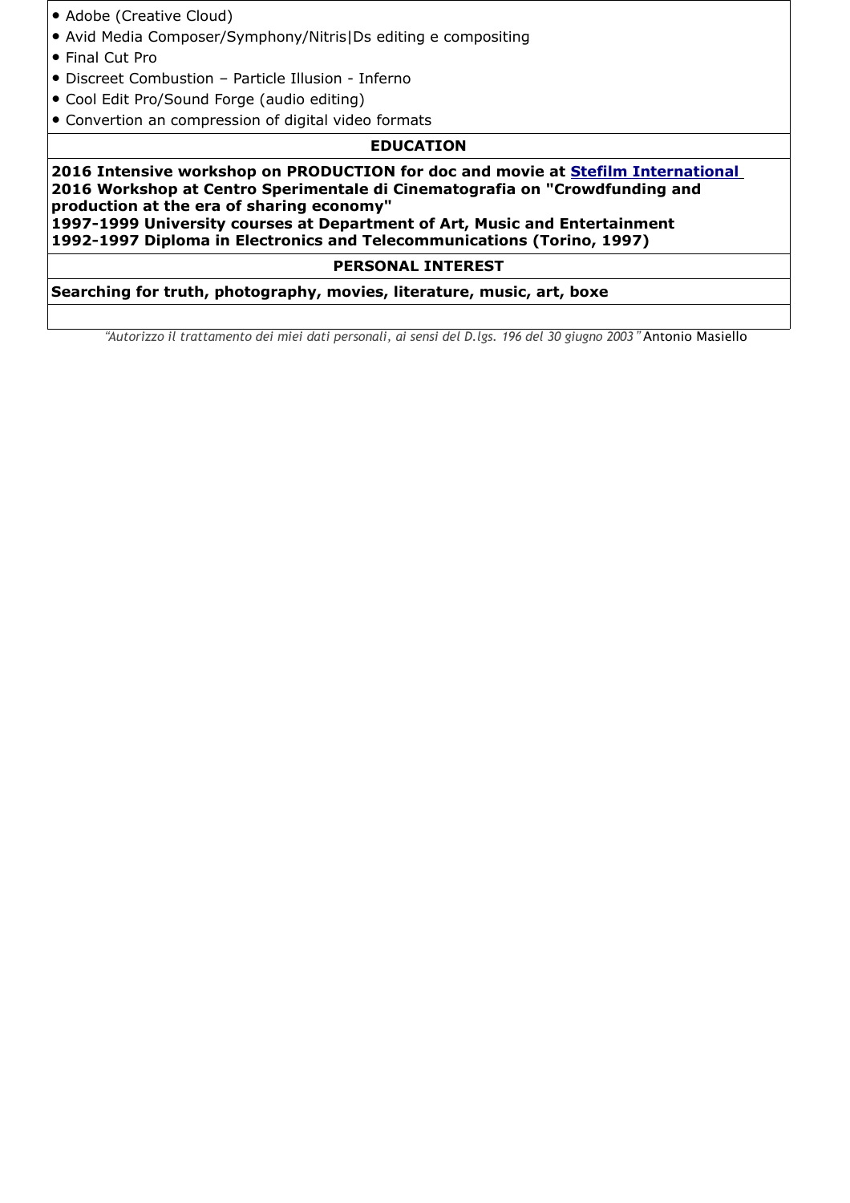- Adobe (Creative Cloud)
- Avid Media Composer/Symphony/Nitris|Ds editing e compositing
- Final Cut Pro
- Discreet Combustion – Particle Illusion - Inferno
- Cool Edit Pro/Sound Forge (audio editing)
- Convertion an compression of digital video formats

## EDUCATION

**2016 Intensive workshop on PRODUCTION for doc and movie at Stefilm International**
**2016 Workshop at Centro Sperimentale di Cinematografia on "Crowdfunding and production at the era of sharing economy"**
**1997-1999 University courses at Department of Art, Music and Entertainment**
**1992-1997 Diploma in Electronics and Telecommunications (Torino, 1997)**

## PERSONAL INTEREST

**Searching for truth, photography, movies, literature, music, art, boxe**

*"Autorizzo il trattamento dei miei dati personali, ai sensi del D.lgs. 196 del 30 giugno 2003"* Antonio Masiello